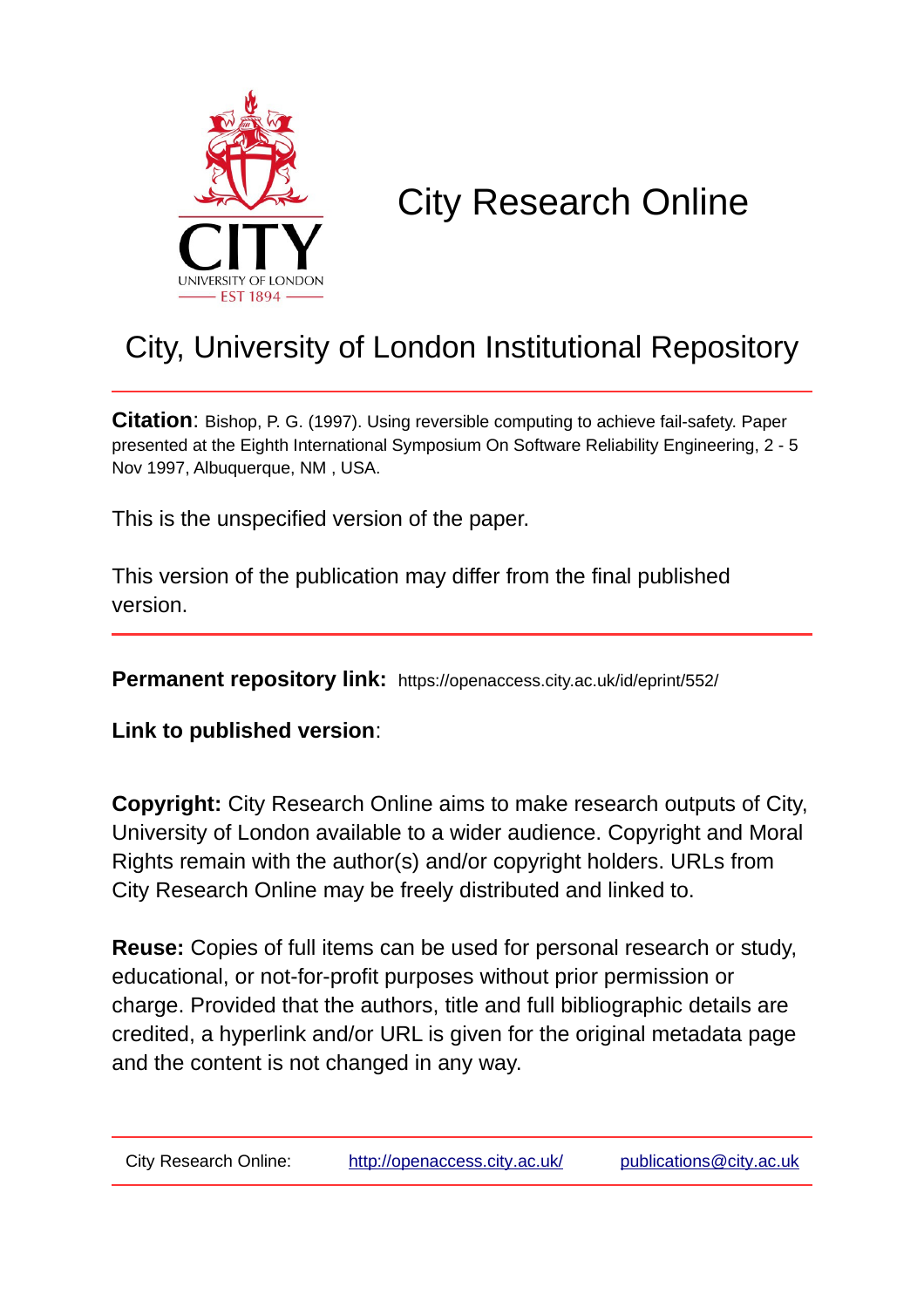# City Research Online

## City, University of London Institutional Repository

**Citation**: Bishop, P. G. (1997). Using reversible computing to achieve fail-safety. Paper presented at the Eighth International Symposium On Software Reliability Engineering, 2 - 5 Nov 1997, Albuquerque, NM , USA.

This is the unspecified version of the paper.

This version of the publication may differ from the final published version.

---

**Permanent repository link:** https://openaccess.city.ac.uk/id/eprint/552/

**Link to published version**:

**Copyright:** City Research Online aims to make research outputs of City, University of London available to a wider audience. Copyright and Moral Rights remain with the author(s) and/or copyright holders. URLs from City Research Online may be freely distributed and linked to.

**Reuse:** Copies of full items can be used for personal research or study, educational, or not-for-profit purposes without prior permission or charge. Provided that the authors, title and full bibliographic details are credited, a hyperlink and/or URL is given for the original metadata page and the content is not changed in any way.

---

City Research Online: http://openaccess.city.ac.uk/ publications@city.ac.uk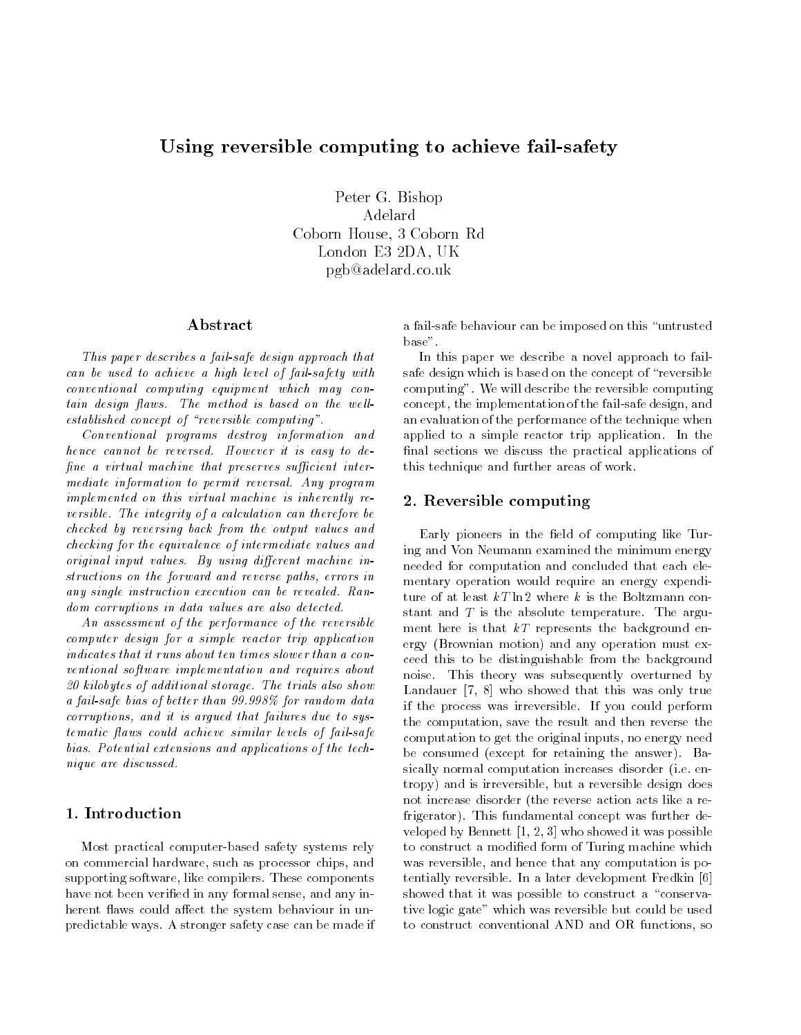# Using reversible computing to achieve fail-safety

Peter G. Bishop
Adelard
Coborn House, 3 Coborn Rd
London E3 2DA, UK
pgb@adelard.co.uk

## Abstract

*This paper describes a fail-safe design approach that can be used to achieve a high level of fail-safety with conventional computing equipment which may contain design flaws. The method is based on the well-established concept of "reversible computing".*

*Conventional programs destroy information and hence cannot be reversed. However it is easy to define a virtual machine that preserves sufficient intermediate information to permit reversal. Any program implemented on this virtual machine is inherently reversible. The integrity of a calculation can therefore be checked by reversing back from the output values and checking for the equivalence of intermediate values and original input values. By using different machine instructions on the forward and reverse paths, errors in any single instruction execution can be revealed. Random corruptions in data values are also detected.*

*An assessment of the performance of the reversible computer design for a simple reactor trip application indicates that it runs about ten times slower than a conventional software implementation and requires about 20 kilobytes of additional storage. The trials also show a fail-safe bias of better than 99.998% for random data corruptions, and it is argued that failures due to systematic flaws could achieve similar levels of fail-safe bias. Potential extensions and applications of the technique are discussed.*

## 1. Introduction

Most practical computer-based safety systems rely on commercial hardware, such as processor chips, and supporting software, like compilers. These components have not been verified in any formal sense, and any inherent flaws could affect the system behaviour in unpredictable ways. A stronger safety case can be made if a fail-safe behaviour can be imposed on this "untrusted base".

In this paper we describe a novel approach to fail-safe design which is based on the concept of "reversible computing". We will describe the reversible computing concept, the implementation of the fail-safe design, and an evaluation of the performance of the technique when applied to a simple reactor trip application. In the final sections we discuss the practical applications of this technique and further areas of work.

## 2. Reversible computing

Early pioneers in the field of computing like Turing and Von Neumann examined the minimum energy needed for computation and concluded that each elementary operation would require an energy expenditure of at least $kT \ln 2$ where $k$ is the Boltzmann constant and $T$ is the absolute temperature. The argument here is that $kT$ represents the background energy (Brownian motion) and any operation must exceed this to be distinguishable from the background noise. This theory was subsequently overturned by Landauer [7, 8] who showed that this was only true if the process was irreversible. If you could perform the computation, save the result and then reverse the computation to get the original inputs, no energy need be consumed (except for retaining the answer). Basically normal computation increases disorder (i.e. entropy) and is irreversible, but a reversible design does not increase disorder (the reverse action acts like a refrigerator). This fundamental concept was further developed by Bennett [1, 2, 3] who showed it was possible to construct a modified form of Turing machine which was reversible, and hence that any computation is potentially reversible. In a later development Fredkin [6] showed that it was possible to construct a "conservative logic gate" which was reversible but could be used to construct conventional AND and OR functions, so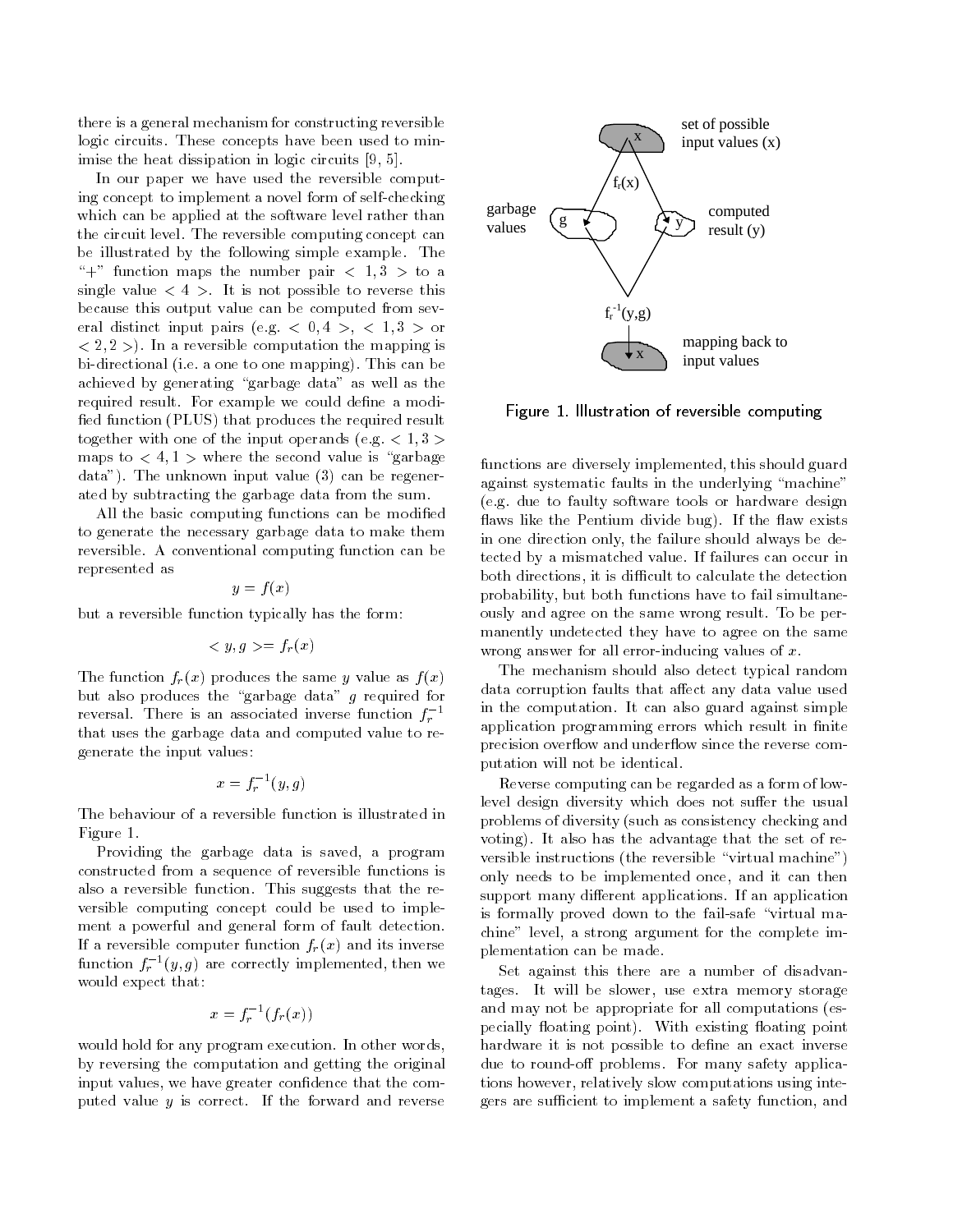there is a general mechanism for constructing reversible logic circuits. These concepts have been used to minimise the heat dissipation in logic circuits [9, 5].

In our paper we have used the reversible computing concept to implement a novel form of self-checking which can be applied at the software level rather than the circuit level. The reversible computing concept can be illustrated by the following simple example. The "+" function maps the number pair $< 1, 3 >$ to a single value $< 4 >$. It is not possible to reverse this because this output value can be computed from several distinct input pairs (e.g. $< 0, 4 >$, $< 1, 3 >$ or $< 2, 2 >$). In a reversible computation the mapping is bi-directional (i.e. a one to one mapping). This can be achieved by generating "garbage data" as well as the required result. For example we could define a modified function (PLUS) that produces the required result together with one of the input operands (e.g. $< 1, 3 >$ maps to $< 4, 1 >$ where the second value is "garbage data"). The unknown input value (3) can be regenerated by subtracting the garbage data from the sum.

All the basic computing functions can be modified to generate the necessary garbage data to make them reversible. A conventional computing function can be represented as

$$y = f(x)$$

but a reversible function typically has the form:

$$< y, g >= f_r(x)$$

The function $f_r(x)$ produces the same $y$ value as $f(x)$ but also produces the "garbage data" $g$ required for reversal. There is an associated inverse function $f_r^{-1}$ that uses the garbage data and computed value to regenerate the input values:

$$x = f_r^{-1}(y, g)$$

The behaviour of a reversible function is illustrated in Figure 1.

Providing the garbage data is saved, a program constructed from a sequence of reversible functions is also a reversible function. This suggests that the reversible computing concept could be used to implement a powerful and general form of fault detection. If a reversible computer function $f_r(x)$ and its inverse function $f_r^{-1}(y, g)$ are correctly implemented, then we would expect that:

$$x = f_r^{-1}(f_r(x))$$

would hold for any program execution. In other words, by reversing the computation and getting the original input values, we have greater confidence that the computed value $y$ is correct. If the forward and reverse functions are diversely implemented, this should guard against systematic faults in the underlying "machine" (e.g. due to faulty software tools or hardware design flaws like the Pentium divide bug). If the flaw exists in one direction only, the failure should always be detected by a mismatched value. If failures can occur in both directions, it is difficult to calculate the detection probability, but both functions have to fail simultaneously and agree on the same wrong result. To be permanently undetected they have to agree on the same wrong answer for all error-inducing values of $x$.

Figure 1. Illustration of reversible computing

The mechanism should also detect typical random data corruption faults that affect any data value used in the computation. It can also guard against simple application programming errors which result in finite precision overflow and underflow since the reverse computation will not be identical.

Reverse computing can be regarded as a form of low-level design diversity which does not suffer the usual problems of diversity (such as consistency checking and voting). It also has the advantage that the set of reversible instructions (the reversible "virtual machine") only needs to be implemented once, and it can then support many different applications. If an application is formally proved down to the fail-safe "virtual machine" level, a strong argument for the complete implementation can be made.

Set against this there are a number of disadvantages. It will be slower, use extra memory storage and may not be appropriate for all computations (especially floating point). With existing floating point hardware it is not possible to define an exact inverse due to round-off problems. For many safety applications however, relatively slow computations using integers are sufficient to implement a safety function, and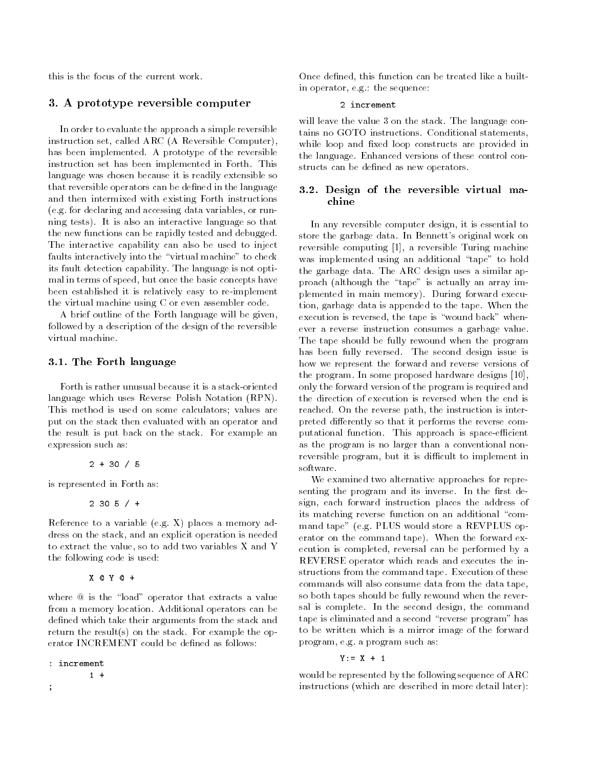this is the focus of the current work.

## 3. A prototype reversible computer

In order to evaluate the approach a simple reversible instruction set, called ARC (A Reversible Computer), has been implemented. A prototype of the reversible instruction set has been implemented in Forth. This language was chosen because it is readily extensible so that reversible operators can be defined in the language and then intermixed with existing Forth instructions (e.g. for declaring and accessing data variables, or running tests). It is also an interactive language so that the new functions can be rapidly tested and debugged. The interactive capability can also be used to inject faults interactively into the "virtual machine" to check its fault detection capability. The language is not optimal in terms of speed, but once the basic concepts have been established it is relatively easy to re-implement the virtual machine using C or even assembler code.

A brief outline of the Forth language will be given, followed by a description of the design of the reversible virtual machine.

### 3.1. The Forth language

Forth is rather unusual because it is a stack-oriented language which uses Reverse Polish Notation (RPN). This method is used on some calculators; values are put on the stack then evaluated with an operator and the result is put back on the stack. For example an expression such as:

```
2 + 30 / 5
```

is represented in Forth as:

```
2 30 5 / +
```

Reference to a variable (e.g. X) places a memory address on the stack, and an explicit operation is needed to extract the value, so to add two variables X and Y the following code is used:

```
X @ Y @ +
```

where @ is the "load" operator that extracts a value from a memory location. Additional operators can be defined which take their arguments from the stack and return the result(s) on the stack. For example the operator INCREMENT could be defined as follows:

```
: increment
        1 +
;
```

Once defined, this function can be treated like a built-in operator, e.g.: the sequence:

```
2 increment
```

will leave the value 3 on the stack. The language contains no GOTO instructions. Conditional statements, while loop and fixed loop constructs are provided in the language. Enhanced versions of these control constructs can be defined as new operators.

### 3.2. Design of the reversible virtual machine

In any reversible computer design, it is essential to store the garbage data. In Bennett's original work on reversible computing [1], a reversible Turing machine was implemented using an additional "tape" to hold the garbage data. The ARC design uses a similar approach (although the "tape" is actually an array implemented in main memory). During forward execution, garbage data is appended to the tape. When the execution is reversed, the tape is "wound back" whenever a reverse instruction consumes a garbage value. The tape should be fully rewound when the program has been fully reversed. The second design issue is how we represent the forward and reverse versions of the program. In some proposed hardware designs [10], only the forward version of the program is required and the direction of execution is reversed when the end is reached. On the reverse path, the instruction is interpreted differently so that it performs the reverse computational function. This approach is space-efficient as the program is no larger than a conventional non-reversible program, but it is difficult to implement in software.

We examined two alternative approaches for representing the program and its inverse. In the first design, each forward instruction places the address of its matching reverse function on an additional "command tape" (e.g. PLUS would store a REVPLUS operator on the command tape). When the forward execution is completed, reversal can be performed by a REVERSE operator which reads and executes the instructions from the command tape. Execution of these commands will also consume data from the data tape, so both tapes should be fully rewound when the reversal is complete. In the second design, the command tape is eliminated and a second "reverse program" has to be written which is a mirror image of the forward program, e.g. a program such as:

```
Y:= X + 1
```

would be represented by the following sequence of ARC instructions (which are described in more detail later):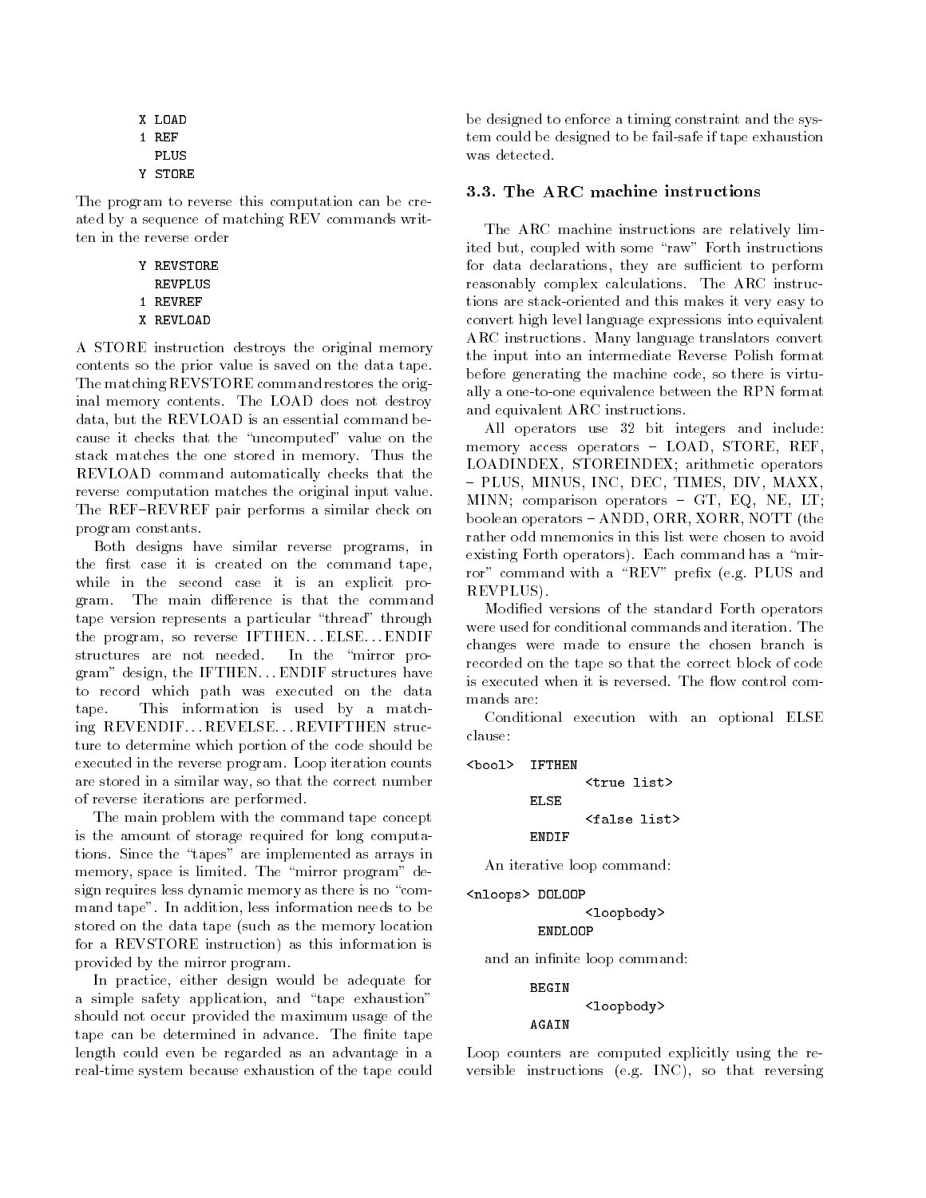```
X LOAD
1 REF
  PLUS
Y STORE
```

The program to reverse this computation can be created by a sequence of matching REV commands written in the reverse order

```
Y REVSTORE
  REVPLUS
1 REVREF
X REVLOAD
```

A STORE instruction destroys the original memory contents so the prior value is saved on the data tape. The matching REVSTORE command restores the original memory contents. The LOAD does not destroy data, but the REVLOAD is an essential command because it checks that the "uncomputed" value on the stack matches the one stored in memory. Thus the REVLOAD command automatically checks that the reverse computation matches the original input value. The REF–REVREF pair performs a similar check on program constants.

Both designs have similar reverse programs, in the first case it is created on the command tape, while in the second case it is an explicit program. The main difference is that the command tape version represents a particular "thread" through the program, so reverse IFTHEN...ELSE...ENDIF structures are not needed. In the "mirror program" design, the IFTHEN...ENDIF structures have to record which path was executed on the data tape. This information is used by a matching REVENDIF...REVELSE...REVIFTHEN structure to determine which portion of the code should be executed in the reverse program. Loop iteration counts are stored in a similar way, so that the correct number of reverse iterations are performed.

The main problem with the command tape concept is the amount of storage required for long computations. Since the "tapes" are implemented as arrays in memory, space is limited. The "mirror program" design requires less dynamic memory as there is no "command tape". In addition, less information needs to be stored on the data tape (such as the memory location for a REVSTORE instruction) as this information is provided by the mirror program.

In practice, either design would be adequate for a simple safety application, and "tape exhaustion" should not occur provided the maximum usage of the tape can be determined in advance. The finite tape length could even be regarded as an advantage in a real-time system because exhaustion of the tape could be designed to enforce a timing constraint and the system could be designed to be fail-safe if tape exhaustion was detected.

### 3.3. The ARC machine instructions

The ARC machine instructions are relatively limited but, coupled with some "raw" Forth instructions for data declarations, they are sufficient to perform reasonably complex calculations. The ARC instructions are stack-oriented and this makes it very easy to convert high level language expressions into equivalent ARC instructions. Many language translators convert the input into an intermediate Reverse Polish format before generating the machine code, so there is virtually a one-to-one equivalence between the RPN format and equivalent ARC instructions.

All operators use 32 bit integers and include: memory access operators – LOAD, STORE, REF, LOADINDEX, STOREINDEX; arithmetic operators – PLUS, MINUS, INC, DEC, TIMES, DIV, MAXX, MINN; comparison operators – GT, EQ, NE, LT; boolean operators – ANDD, ORR, XORR, NOTT (the rather odd mnemonics in this list were chosen to avoid existing Forth operators). Each command has a "mirror" command with a "REV" prefix (e.g. PLUS and REVPLUS).

Modified versions of the standard Forth operators were used for conditional commands and iteration. The changes were made to ensure the chosen branch is recorded on the tape so that the correct block of code is executed when it is reversed. The flow control commands are:

Conditional execution with an optional ELSE clause:

```
<bool>  IFTHEN
            <true list>
        ELSE
            <false list>
        ENDIF
```

An iterative loop command:

```
<nloops> DOLOOP
            <loopbody>
         ENDLOOP
```

and an infinite loop command:

```
        BEGIN
            <loopbody>
        AGAIN
```

Loop counters are computed explicitly using the reversible instructions (e.g. INC), so that reversing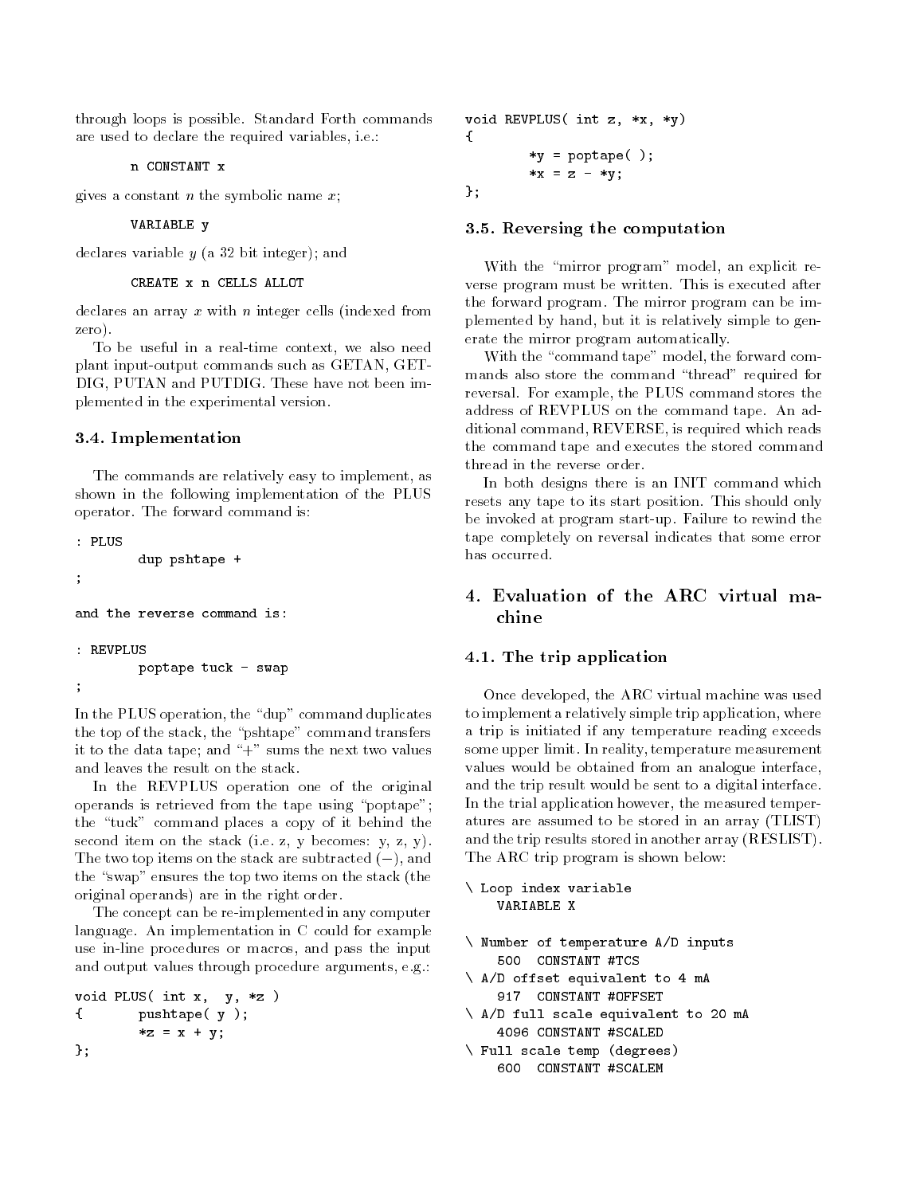through loops is possible. Standard Forth commands are used to declare the required variables, i.e.:

```
n CONSTANT x
```

gives a constant *n* the symbolic name *x*;

```
VARIABLE y
```

declares variable *y* (a 32 bit integer); and

```
CREATE x n CELLS ALLOT
```

declares an array *x* with *n* integer cells (indexed from zero).

To be useful in a real-time context, we also need plant input-output commands such as GETAN, GETDIG, PUTAN and PUTDIG. These have not been implemented in the experimental version.

### 3.4. Implementation

The commands are relatively easy to implement, as shown in the following implementation of the PLUS operator. The forward command is:

```
: PLUS
        dup pshtape +
;
```

and the reverse command is:

```
: REVPLUS
        poptape tuck - swap
;
```

In the PLUS operation, the "dup" command duplicates the top of the stack, the "pshtape" command transfers it to the data tape; and "+" sums the next two values and leaves the result on the stack.

In the REVPLUS operation one of the original operands is retrieved from the tape using "poptape"; the "tuck" command places a copy of it behind the second item on the stack (i.e. z, y becomes: y, z, y). The two top items on the stack are subtracted ($-$), and the "swap" ensures the top two items on the stack (the original operands) are in the right order.

The concept can be re-implemented in any computer language. An implementation in C could for example use in-line procedures or macros, and pass the input and output values through procedure arguments, e.g.:

```
void PLUS( int x,  y, *z )
{       pushtape( y );
        *z = x + y;
};
```

```
void REVPLUS( int z, *x, *y)
{
        *y = poptape( );
        *x = z - *y;
};
```

### 3.5. Reversing the computation

With the "mirror program" model, an explicit reverse program must be written. This is executed after the forward program. The mirror program can be implemented by hand, but it is relatively simple to generate the mirror program automatically.

With the "command tape" model, the forward commands also store the command "thread" required for reversal. For example, the PLUS command stores the address of REVPLUS on the command tape. An additional command, REVERSE, is required which reads the command tape and executes the stored command thread in the reverse order.

In both designs there is an INIT command which resets any tape to its start position. This should only be invoked at program start-up. Failure to rewind the tape completely on reversal indicates that some error has occurred.

## 4. Evaluation of the ARC virtual machine

### 4.1. The trip application

Once developed, the ARC virtual machine was used to implement a relatively simple trip application, where a trip is initiated if any temperature reading exceeds some upper limit. In reality, temperature measurement values would be obtained from an analogue interface, and the trip result would be sent to a digital interface. In the trial application however, the measured temperatures are assumed to be stored in an array (TLIST) and the trip results stored in another array (RESLIST). The ARC trip program is shown below:

```
\ Loop index variable
    VARIABLE X

\ Number of temperature A/D inputs
    500  CONSTANT #TCS
\ A/D offset equivalent to 4 mA
    917  CONSTANT #OFFSET
\ A/D full scale equivalent to 20 mA
    4096 CONSTANT #SCALED
\ Full scale temp (degrees)
    600  CONSTANT #SCALEM
```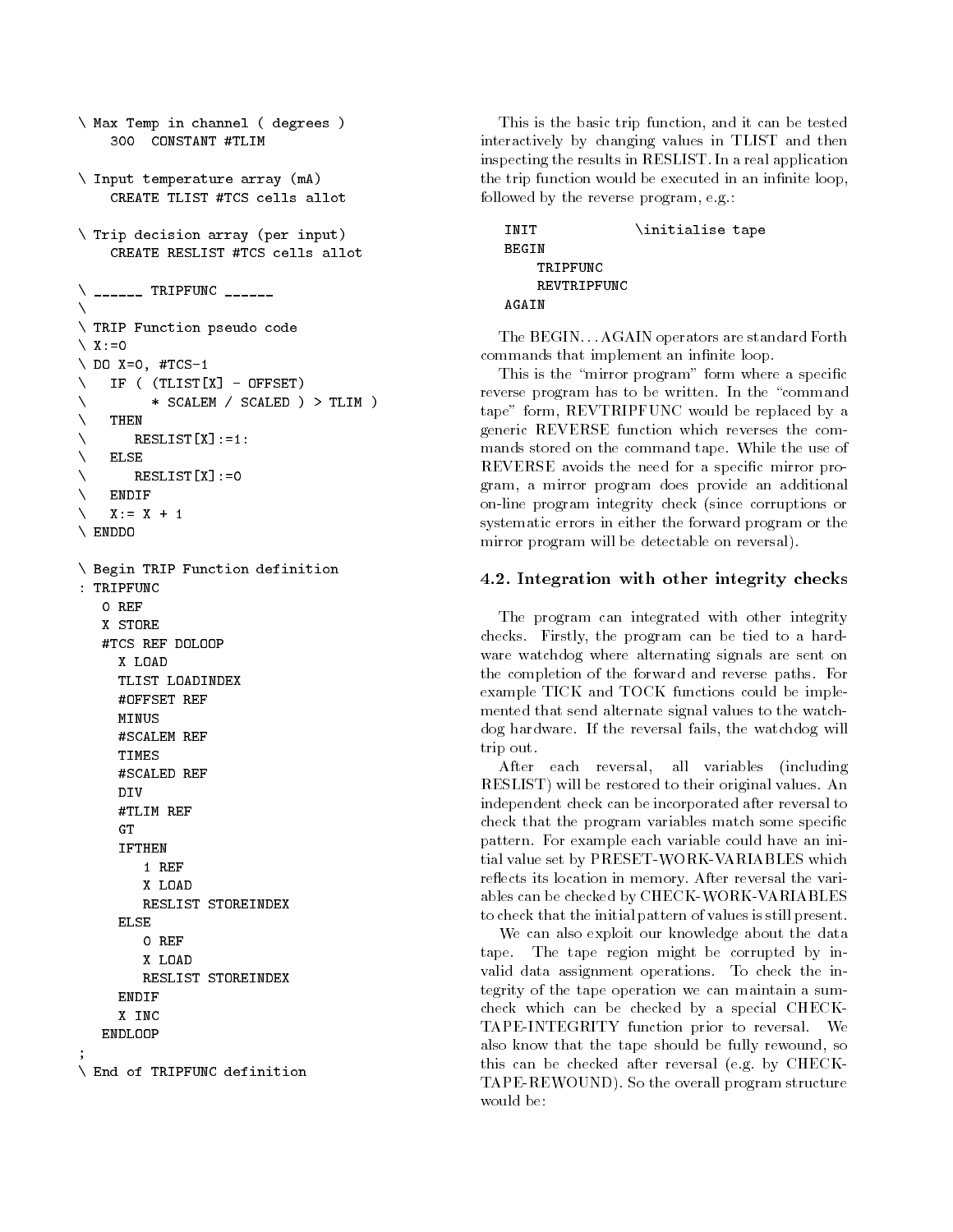```
\ Max Temp in channel ( degrees )
    300  CONSTANT #TLIM

\ Input temperature array (mA)
    CREATE TLIST #TCS cells allot

\ Trip decision array (per input)
    CREATE RESLIST #TCS cells allot

\ ______ TRIPFUNC ______
\
\ TRIP Function pseudo code
\ X:=0
\ DO X=0, #TCS-1
\   IF ( (TLIST[X] - OFFSET)
\         * SCALEM / SCALED ) > TLIM )
\   THEN
\      RESLIST[X]:=1:
\   ELSE
\      RESLIST[X]:=0
\   ENDIF
\   X:= X + 1
\ ENDDO

\ Begin TRIP Function definition
: TRIPFUNC
   0 REF
   X STORE
   #TCS REF DOLOOP
     X LOAD
     TLIST LOADINDEX
     #OFFSET REF
     MINUS
     #SCALEM REF
     TIMES
     #SCALED REF
     DIV
     #TLIM REF
     GT
     IFTHEN
        1 REF
        X LOAD
        RESLIST STOREINDEX
     ELSE
        0 REF
        X LOAD
        RESLIST STOREINDEX
     ENDIF
     X INC
   ENDLOOP
;
\ End of TRIPFUNC definition
```

This is the basic trip function, and it can be tested interactively by changing values in TLIST and then inspecting the results in RESLIST. In a real application the trip function would be executed in an infinite loop, followed by the reverse program, e.g.:

```
INIT            \initialise tape
BEGIN
    TRIPFUNC
    REVTRIPFUNC
AGAIN
```

The BEGIN...AGAIN operators are standard Forth commands that implement an infinite loop.

This is the "mirror program" form where a specific reverse program has to be written. In the "command tape" form, REVTRIPFUNC would be replaced by a generic REVERSE function which reverses the commands stored on the command tape. While the use of REVERSE avoids the need for a specific mirror program, a mirror program does provide an additional on-line program integrity check (since corruptions or systematic errors in either the forward program or the mirror program will be detectable on reversal).

## 4.2. Integration with other integrity checks

The program can integrated with other integrity checks. Firstly, the program can be tied to a hardware watchdog where alternating signals are sent on the completion of the forward and reverse paths. For example TICK and TOCK functions could be implemented that send alternate signal values to the watchdog hardware. If the reversal fails, the watchdog will trip out.

After each reversal, all variables (including RESLIST) will be restored to their original values. An independent check can be incorporated after reversal to check that the program variables match some specific pattern. For example each variable could have an initial value set by PRESET-WORK-VARIABLES which reflects its location in memory. After reversal the variables can be checked by CHECK-WORK-VARIABLES to check that the initial pattern of values is still present.

We can also exploit our knowledge about the data tape. The tape region might be corrupted by invalid data assignment operations. To check the integrity of the tape operation we can maintain a sumcheck which can be checked by a special CHECK-TAPE-INTEGRITY function prior to reversal. We also know that the tape should be fully rewound, so this can be checked after reversal (e.g. by CHECK-TAPE-REWOUND). So the overall program structure would be: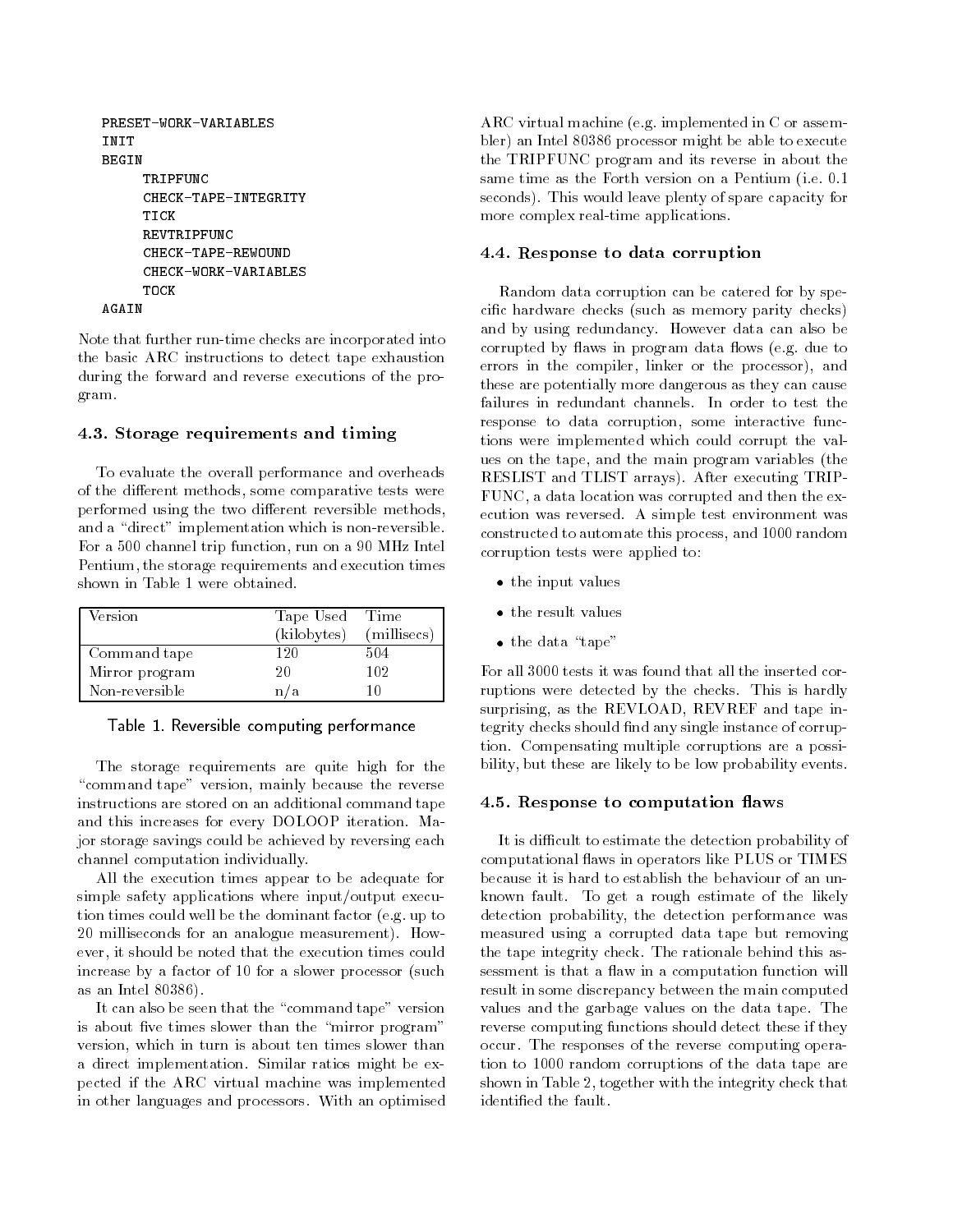```
PRESET-WORK-VARIABLES
INIT
BEGIN
      TRIPFUNC
      CHECK-TAPE-INTEGRITY
      TICK
      REVTRIPFUNC
      CHECK-TAPE-REWOUND
      CHECK-WORK-VARIABLES
      TOCK
AGAIN
```

Note that further run-time checks are incorporated into the basic ARC instructions to detect tape exhaustion during the forward and reverse executions of the program.

### 4.3. Storage requirements and timing

To evaluate the overall performance and overheads of the different methods, some comparative tests were performed using the two different reversible methods, and a "direct" implementation which is non-reversible. For a 500 channel trip function, run on a 90 MHz Intel Pentium, the storage requirements and execution times shown in Table 1 were obtained.

| Version | Tape Used (kilobytes) | Time (millisecs) |
|---|---|---|
| Command tape | 120 | 504 |
| Mirror program | 20 | 102 |
| Non-reversible | n/a | 10 |

Table 1. Reversible computing performance

The storage requirements are quite high for the "command tape" version, mainly because the reverse instructions are stored on an additional command tape and this increases for every DOLOOP iteration. Major storage savings could be achieved by reversing each channel computation individually.

All the execution times appear to be adequate for simple safety applications where input/output execution times could well be the dominant factor (e.g. up to 20 milliseconds for an analogue measurement). However, it should be noted that the execution times could increase by a factor of 10 for a slower processor (such as an Intel 80386).

It can also be seen that the "command tape" version is about five times slower than the "mirror program" version, which in turn is about ten times slower than a direct implementation. Similar ratios might be expected if the ARC virtual machine was implemented in other languages and processors. With an optimised ARC virtual machine (e.g. implemented in C or assembler) an Intel 80386 processor might be able to execute the TRIPFUNC program and its reverse in about the same time as the Forth version on a Pentium (i.e. 0.1 seconds). This would leave plenty of spare capacity for more complex real-time applications.

### 4.4. Response to data corruption

Random data corruption can be catered for by specific hardware checks (such as memory parity checks) and by using redundancy. However data can also be corrupted by flaws in program data flows (e.g. due to errors in the compiler, linker or the processor), and these are potentially more dangerous as they can cause failures in redundant channels. In order to test the response to data corruption, some interactive functions were implemented which could corrupt the values on the tape, and the main program variables (the RESLIST and TLIST arrays). After executing TRIPFUNC, a data location was corrupted and then the execution was reversed. A simple test environment was constructed to automate this process, and 1000 random corruption tests were applied to:

- the input values
- the result values
- the data "tape"

For all 3000 tests it was found that all the inserted corruptions were detected by the checks. This is hardly surprising, as the REVLOAD, REVREF and tape integrity checks should find any single instance of corruption. Compensating multiple corruptions are a possibility, but these are likely to be low probability events.

### 4.5. Response to computation flaws

It is difficult to estimate the detection probability of computational flaws in operators like PLUS or TIMES because it is hard to establish the behaviour of an unknown fault. To get a rough estimate of the likely detection probability, the detection performance was measured using a corrupted data tape but removing the tape integrity check. The rationale behind this assessment is that a flaw in a computation function will result in some discrepancy between the main computed values and the garbage values on the data tape. The reverse computing functions should detect these if they occur. The responses of the reverse computing operation to 1000 random corruptions of the data tape are shown in Table 2, together with the integrity check that identified the fault.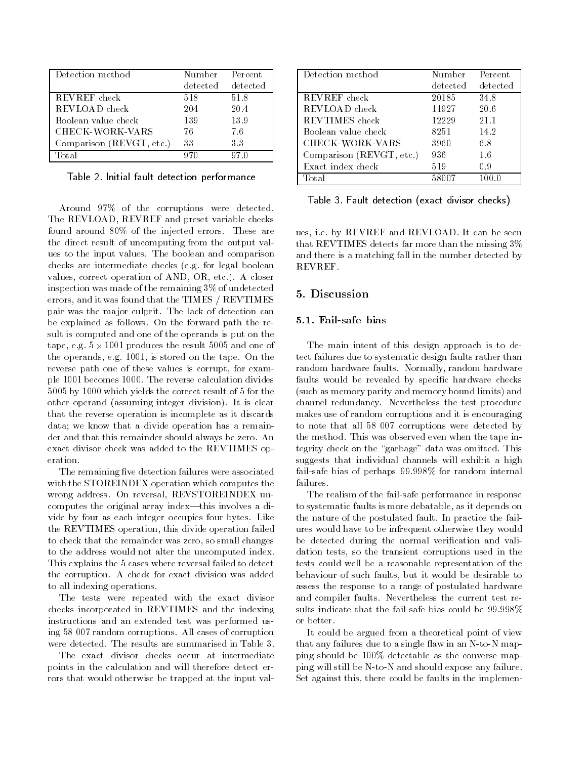| Detection method | Number detected | Percent detected |
|---|---|---|
| REVREF check | 518 | 51.8 |
| REVLOAD check | 204 | 20.4 |
| Boolean value check | 139 | 13.9 |
| CHECK-WORK-VARS | 76 | 7.6 |
| Comparison (REVGT, etc.) | 33 | 3.3 |
| Total | 970 | 97.0 |

Table 2. Initial fault detection performance

Around 97% of the corruptions were detected. The REVLOAD, REVREF and preset variable checks found around 80% of the injected errors. These are the direct result of uncomputing from the output values to the input values. The boolean and comparison checks are intermediate checks (e.g. for legal boolean values, correct operation of AND, OR, etc.). A closer inspection was made of the remaining 3% of undetected errors, and it was found that the TIMES / REVTIMES pair was the major culprit. The lack of detection can be explained as follows. On the forward path the result is computed and one of the operands is put on the tape, e.g. $5 \times 1001$ produces the result 5005 and one of the operands, e.g. 1001, is stored on the tape. On the reverse path one of these values is corrupt, for example 1001 becomes 1000. The reverse calculation divides 5005 by 1000 which yields the correct result of 5 for the other operand (assuming integer division). It is clear that the reverse operation is incomplete as it discards data; we know that a divide operation has a remainder and that this remainder should always be zero. An exact divisor check was added to the REVTIMES operation.

The remaining five detection failures were associated with the STOREINDEX operation which computes the wrong address. On reversal, REVSTOREINDEX uncomputes the original array index—this involves a divide by four as each integer occupies four bytes. Like the REVTIMES operation, this divide operation failed to check that the remainder was zero, so small changes to the address would not alter the uncomputed index. This explains the 5 cases where reversal failed to detect the corruption. A check for exact division was added to all indexing operations.

The tests were repeated with the exact divisor checks incorporated in REVTIMES and the indexing instructions and an extended test was performed using 58 007 random corruptions. All cases of corruption were detected. The results are summarised in Table 3.

The exact divisor checks occur at intermediate points in the calculation and will therefore detect errors that would otherwise be trapped at the input values, i.e. by REVREF and REVLOAD. It can be seen that REVTIMES detects far more than the missing 3% and there is a matching fall in the number detected by REVREF.

| Detection method | Number detected | Percent detected |
|---|---|---|
| REVREF check | 20185 | 34.8 |
| REVLOAD check | 11927 | 20.6 |
| REVTIMES check | 12229 | 21.1 |
| Boolean value check | 8251 | 14.2 |
| CHECK-WORK-VARS | 3960 | 6.8 |
| Comparison (REVGT, etc.) | 936 | 1.6 |
| Exact index check | 519 | 0.9 |
| Total | 58007 | 100.0 |

Table 3. Fault detection (exact divisor checks)

## 5. Discussion

### 5.1. Fail-safe bias

The main intent of this design approach is to detect failures due to systematic design faults rather than random hardware faults. Normally, random hardware faults would be revealed by specific hardware checks (such as memory parity and memory bound limits) and channel redundancy. Nevertheless the test procedure makes use of random corruptions and it is encouraging to note that all 58 007 corruptions were detected by the method. This was observed even when the tape integrity check on the "garbage" data was omitted. This suggests that individual channels will exhibit a high fail-safe bias of perhaps 99.998% for random internal failures.

The realism of the fail-safe performance in response to systematic faults is more debatable, as it depends on the nature of the postulated fault. In practice the failures would have to be infrequent otherwise they would be detected during the normal verification and validation tests, so the transient corruptions used in the tests could well be a reasonable representation of the behaviour of such faults, but it would be desirable to assess the response to a range of postulated hardware and compiler faults. Nevertheless the current test results indicate that the fail-safe bias could be 99.998% or better.

It could be argued from a theoretical point of view that any failures due to a single flaw in an N-to-N mapping should be 100% detectable as the converse mapping will still be N-to-N and should expose any failure. Set against this, there could be faults in the implemen-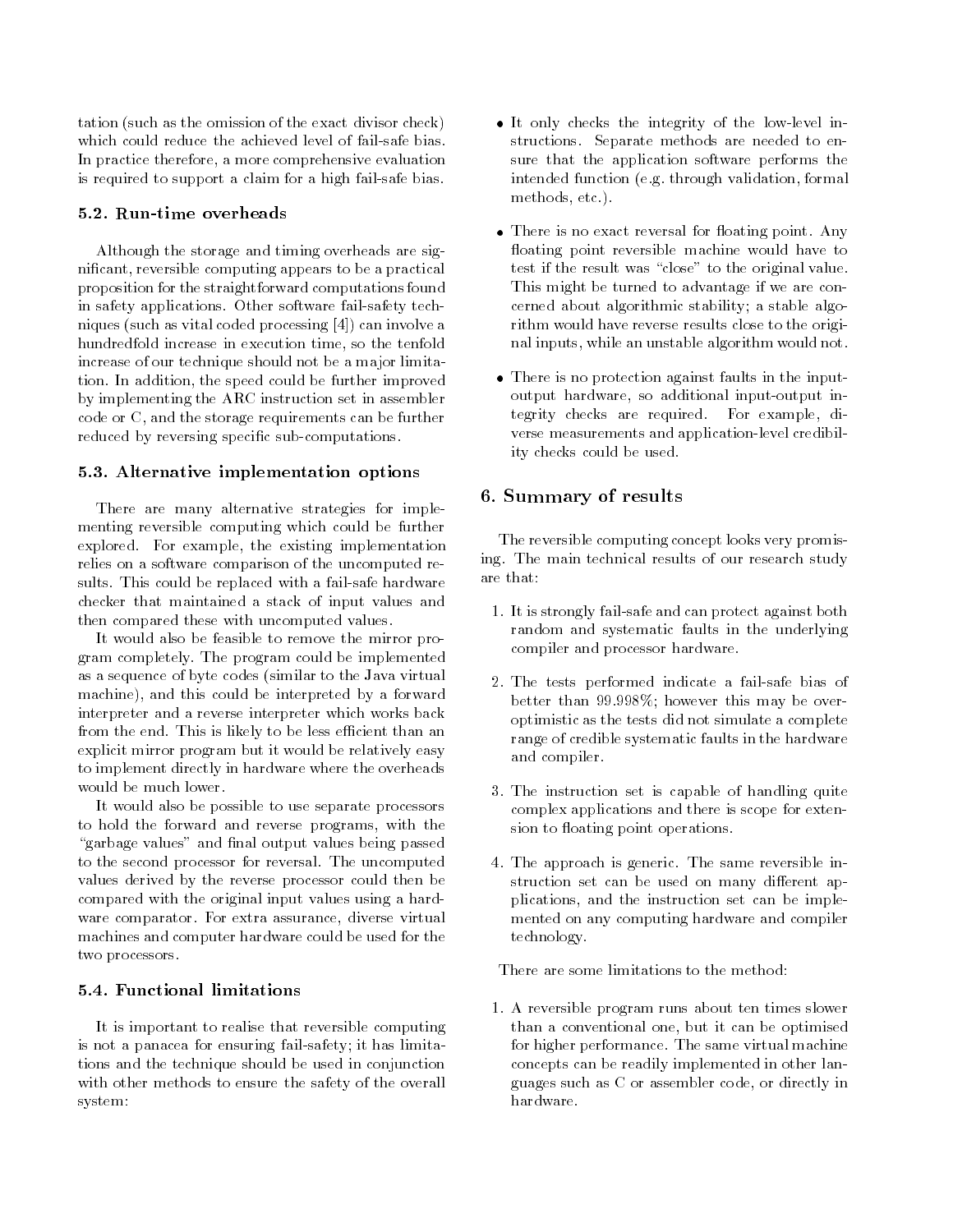tation (such as the omission of the exact divisor check) which could reduce the achieved level of fail-safe bias. In practice therefore, a more comprehensive evaluation is required to support a claim for a high fail-safe bias.

### 5.2. Run-time overheads

Although the storage and timing overheads are significant, reversible computing appears to be a practical proposition for the straightforward computations found in safety applications. Other software fail-safety techniques (such as vital coded processing [4]) can involve a hundredfold increase in execution time, so the tenfold increase of our technique should not be a major limitation. In addition, the speed could be further improved by implementing the ARC instruction set in assembler code or C, and the storage requirements can be further reduced by reversing specific sub-computations.

### 5.3. Alternative implementation options

There are many alternative strategies for implementing reversible computing which could be further explored. For example, the existing implementation relies on a software comparison of the uncomputed results. This could be replaced with a fail-safe hardware checker that maintained a stack of input values and then compared these with uncomputed values.

It would also be feasible to remove the mirror program completely. The program could be implemented as a sequence of byte codes (similar to the Java virtual machine), and this could be interpreted by a forward interpreter and a reverse interpreter which works back from the end. This is likely to be less efficient than an explicit mirror program but it would be relatively easy to implement directly in hardware where the overheads would be much lower.

It would also be possible to use separate processors to hold the forward and reverse programs, with the "garbage values" and final output values being passed to the second processor for reversal. The uncomputed values derived by the reverse processor could then be compared with the original input values using a hardware comparator. For extra assurance, diverse virtual machines and computer hardware could be used for the two processors.

### 5.4. Functional limitations

It is important to realise that reversible computing is not a panacea for ensuring fail-safety; it has limitations and the technique should be used in conjunction with other methods to ensure the safety of the overall system:

- It only checks the integrity of the low-level instructions. Separate methods are needed to ensure that the application software performs the intended function (e.g. through validation, formal methods, etc.).
- There is no exact reversal for floating point. Any floating point reversible machine would have to test if the result was "close" to the original value. This might be turned to advantage if we are concerned about algorithmic stability; a stable algorithm would have reverse results close to the original inputs, while an unstable algorithm would not.
- There is no protection against faults in the input-output hardware, so additional input-output integrity checks are required. For example, diverse measurements and application-level credibility checks could be used.

## 6. Summary of results

The reversible computing concept looks very promising. The main technical results of our research study are that:

1. It is strongly fail-safe and can protect against both random and systematic faults in the underlying compiler and processor hardware.
2. The tests performed indicate a fail-safe bias of better than 99.998%; however this may be over-optimistic as the tests did not simulate a complete range of credible systematic faults in the hardware and compiler.
3. The instruction set is capable of handling quite complex applications and there is scope for extension to floating point operations.
4. The approach is generic. The same reversible instruction set can be used on many different applications, and the instruction set can be implemented on any computing hardware and compiler technology.

There are some limitations to the method:

1. A reversible program runs about ten times slower than a conventional one, but it can be optimised for higher performance. The same virtual machine concepts can be readily implemented in other languages such as C or assembler code, or directly in hardware.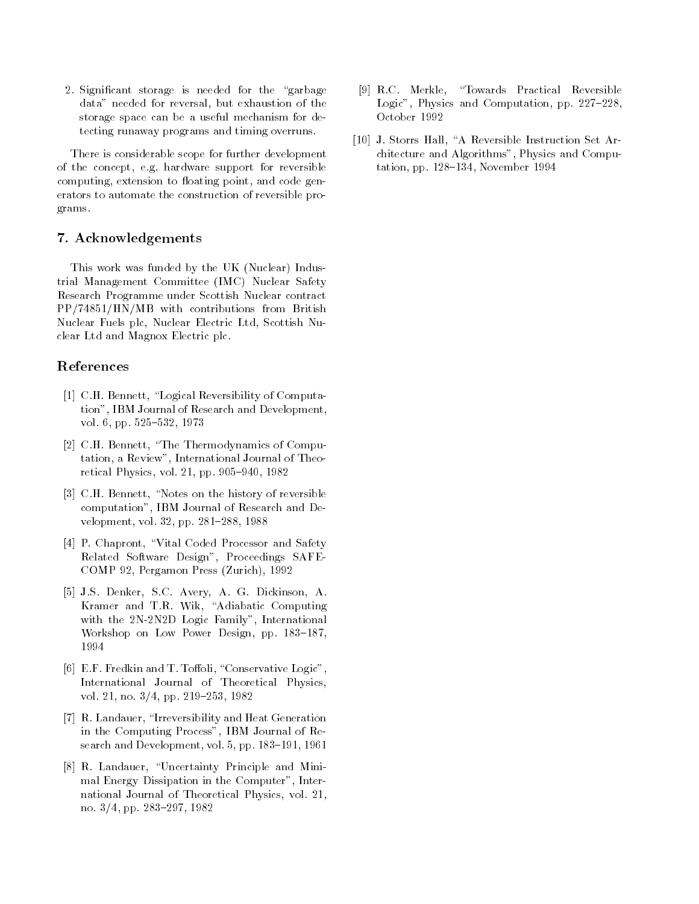2. Significant storage is needed for the "garbage data" needed for reversal, but exhaustion of the storage space can be a useful mechanism for detecting runaway programs and timing overruns.

There is considerable scope for further development of the concept, e.g. hardware support for reversible computing, extension to floating point, and code generators to automate the construction of reversible programs.

## 7. Acknowledgements

This work was funded by the UK (Nuclear) Industrial Management Committee (IMC) Nuclear Safety Research Programme under Scottish Nuclear contract PP/74851/HN/MB with contributions from British Nuclear Fuels plc, Nuclear Electric Ltd, Scottish Nuclear Ltd and Magnox Electric plc.

## References

[1] C.H. Bennett, "Logical Reversibility of Computation", IBM Journal of Research and Development, vol. 6, pp. 525–532, 1973

[2] C.H. Bennett, "The Thermodynamics of Computation, a Review", International Journal of Theoretical Physics, vol. 21, pp. 905–940, 1982

[3] C.H. Bennett, "Notes on the history of reversible computation", IBM Journal of Research and Development, vol. 32, pp. 281–288, 1988

[4] P. Chapront, "Vital Coded Processor and Safety Related Software Design", Proceedings SAFECOMP 92, Pergamon Press (Zurich), 1992

[5] J.S. Denker, S.C. Avery, A. G. Dickinson, A. Kramer and T.R. Wik, "Adiabatic Computing with the 2N-2N2D Logic Family", International Workshop on Low Power Design, pp. 183–187, 1994

[6] E.F. Fredkin and T. Toffoli, "Conservative Logic", International Journal of Theoretical Physics, vol. 21, no. 3/4, pp. 219–253, 1982

[7] R. Landauer, "Irreversibility and Heat Generation in the Computing Process", IBM Journal of Research and Development, vol. 5, pp. 183–191, 1961

[8] R. Landauer, "Uncertainty Principle and Minimal Energy Dissipation in the Computer", International Journal of Theoretical Physics, vol. 21, no. 3/4, pp. 283–297, 1982

[9] R.C. Merkle, "Towards Practical Reversible Logic", Physics and Computation, pp. 227–228, October 1992

[10] J. Storrs Hall, "A Reversible Instruction Set Architecture and Algorithms", Physics and Computation, pp. 128–134, November 1994